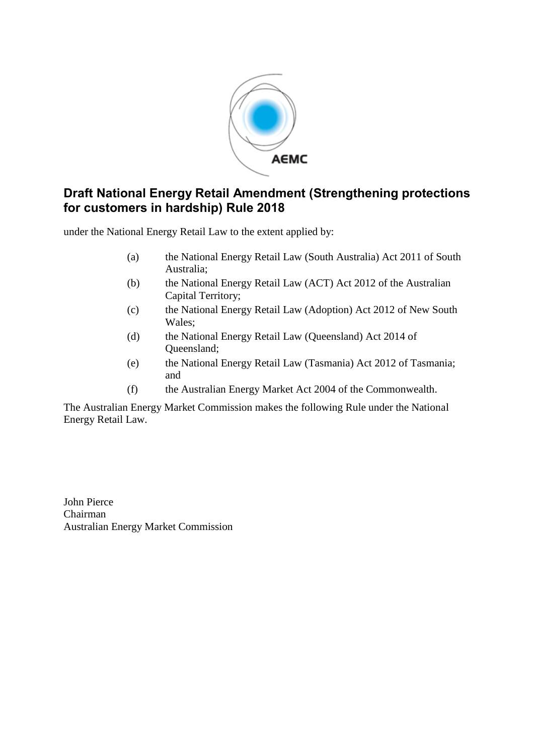# Draft National Energy Retail Amendment (Strengthening protections for customers in hardship) Rule 2018

under the National Energy Retail Law to the extent applied by:

(a) the National Energy Retail Law (South Australia) Act 2011 of South Australia;

(b) the National Energy Retail Law (ACT) Act 2012 of the Australian Capital Territory;

(c) the National Energy Retail Law (Adoption) Act 2012 of New South Wales;

(d) the National Energy Retail Law (Queensland) Act 2014 of Queensland;

(e) the National Energy Retail Law (Tasmania) Act 2012 of Tasmania; and

(f) the Australian Energy Market Act 2004 of the Commonwealth.

The Australian Energy Market Commission makes the following Rule under the National Energy Retail Law.

John Pierce
Chairman
Australian Energy Market Commission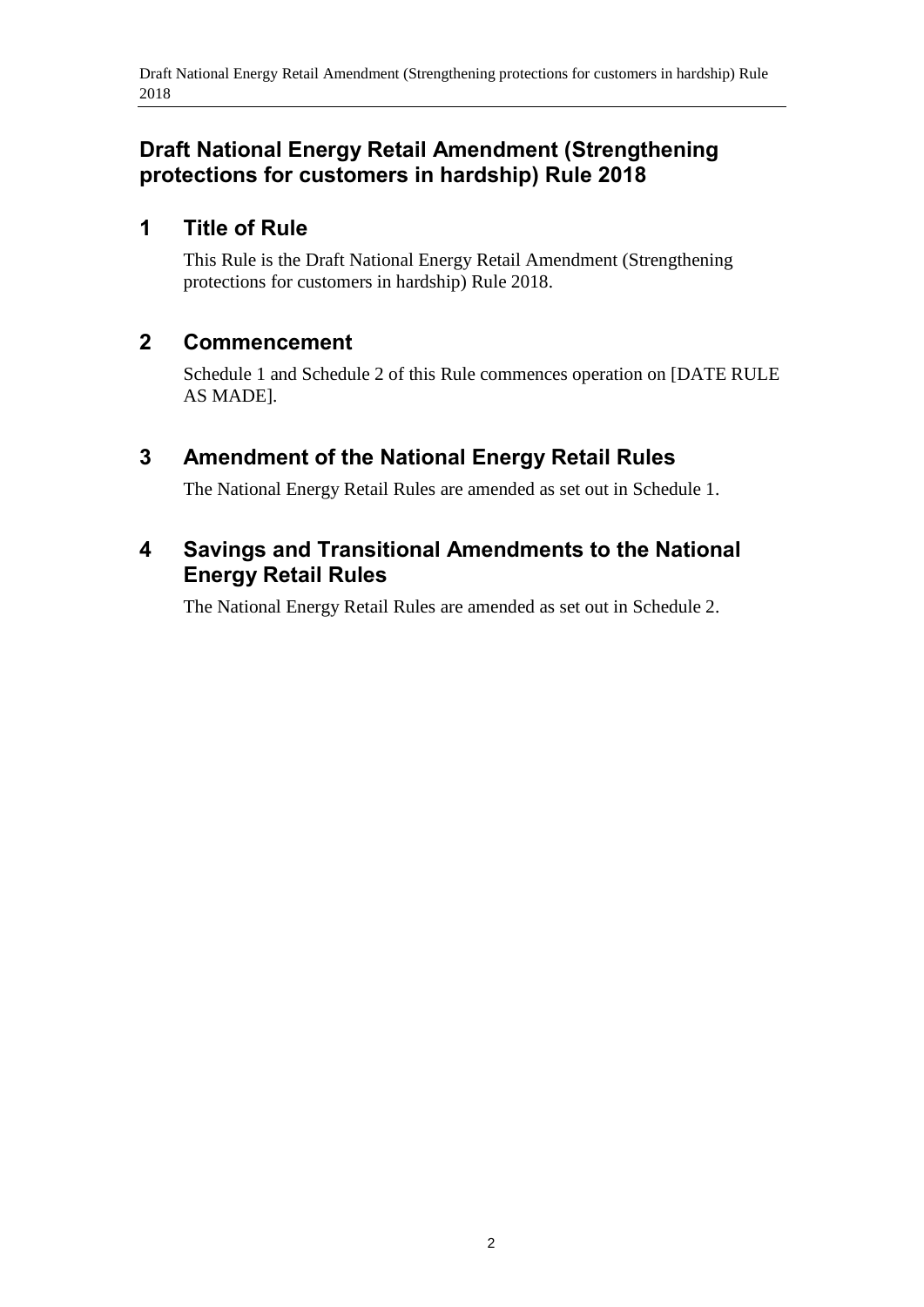# Draft National Energy Retail Amendment (Strengthening protections for customers in hardship) Rule 2018

## 1 Title of Rule

This Rule is the Draft National Energy Retail Amendment (Strengthening protections for customers in hardship) Rule 2018.

## 2 Commencement

Schedule 1 and Schedule 2 of this Rule commences operation on [DATE RULE AS MADE].

## 3 Amendment of the National Energy Retail Rules

The National Energy Retail Rules are amended as set out in Schedule 1.

## 4 Savings and Transitional Amendments to the National Energy Retail Rules

The National Energy Retail Rules are amended as set out in Schedule 2.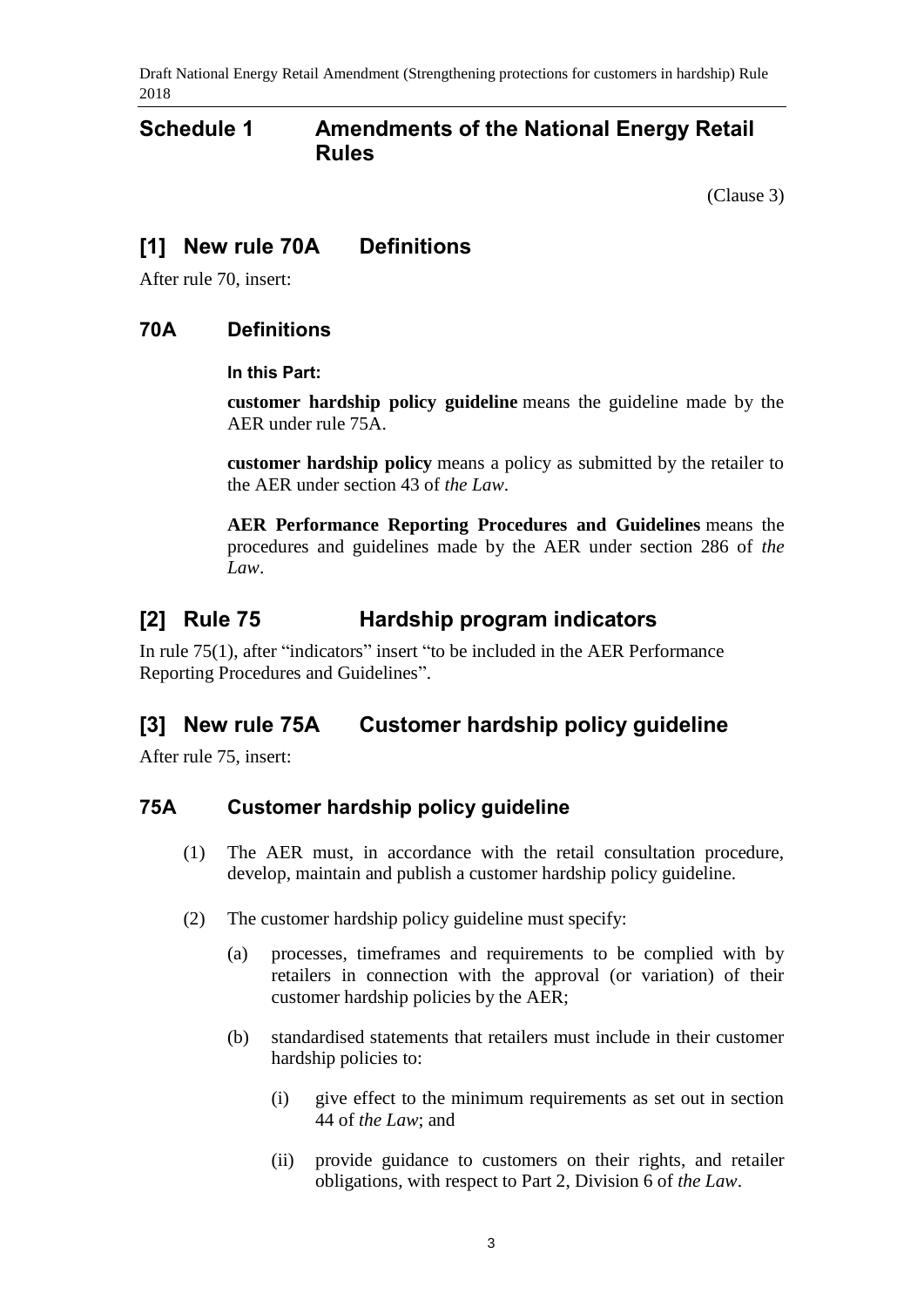# Schedule 1 Amendments of the National Energy Retail Rules

(Clause 3)

## [1] New rule 70A Definitions

After rule 70, insert:

### 70A Definitions

**In this Part:**

**customer hardship policy guideline** means the guideline made by the AER under rule 75A.

**customer hardship policy** means a policy as submitted by the retailer to the AER under section 43 of *the Law*.

**AER Performance Reporting Procedures and Guidelines** means the procedures and guidelines made by the AER under section 286 of *the Law*.

## [2] Rule 75 Hardship program indicators

In rule 75(1), after "indicators" insert "to be included in the AER Performance Reporting Procedures and Guidelines".

## [3] New rule 75A Customer hardship policy guideline

After rule 75, insert:

### 75A Customer hardship policy guideline

(1) The AER must, in accordance with the retail consultation procedure, develop, maintain and publish a customer hardship policy guideline.

(2) The customer hardship policy guideline must specify:

(a) processes, timeframes and requirements to be complied with by retailers in connection with the approval (or variation) of their customer hardship policies by the AER;

(b) standardised statements that retailers must include in their customer hardship policies to:

(i) give effect to the minimum requirements as set out in section 44 of *the Law*; and

(ii) provide guidance to customers on their rights, and retailer obligations, with respect to Part 2, Division 6 of *the Law*.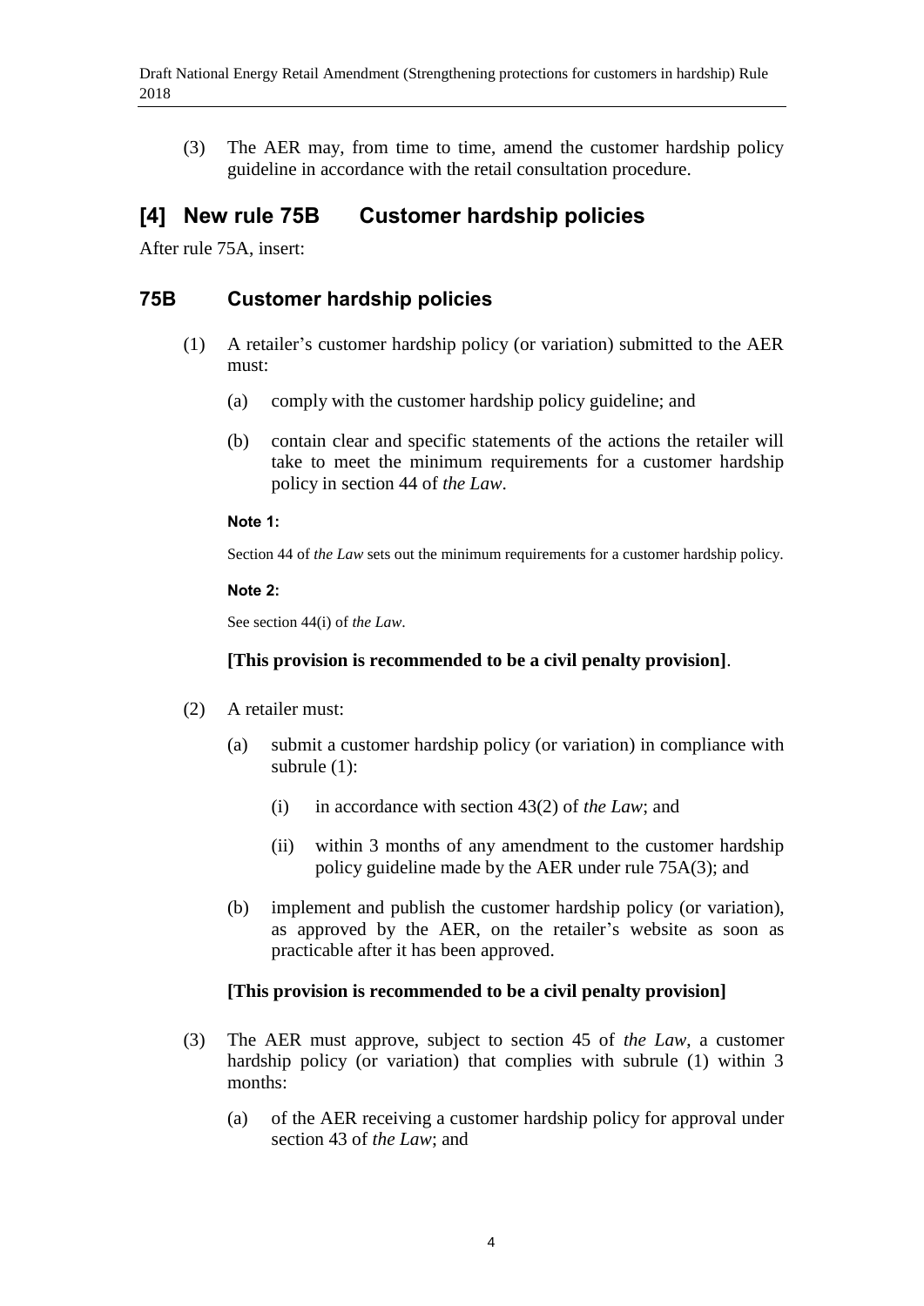(3) The AER may, from time to time, amend the customer hardship policy guideline in accordance with the retail consultation procedure.

## [4] New rule 75B Customer hardship policies

After rule 75A, insert:

### 75B Customer hardship policies

(1) A retailer's customer hardship policy (or variation) submitted to the AER must:

(a) comply with the customer hardship policy guideline; and

(b) contain clear and specific statements of the actions the retailer will take to meet the minimum requirements for a customer hardship policy in section 44 of *the Law*.

**Note 1:**

Section 44 of *the Law* sets out the minimum requirements for a customer hardship policy.

**Note 2:**

See section 44(i) of *the Law*.

**[This provision is recommended to be a civil penalty provision]**.

(2) A retailer must:

(a) submit a customer hardship policy (or variation) in compliance with subrule (1):

(i) in accordance with section 43(2) of *the Law*; and

(ii) within 3 months of any amendment to the customer hardship policy guideline made by the AER under rule 75A(3); and

(b) implement and publish the customer hardship policy (or variation), as approved by the AER, on the retailer's website as soon as practicable after it has been approved.

**[This provision is recommended to be a civil penalty provision]**

(3) The AER must approve, subject to section 45 of *the Law*, a customer hardship policy (or variation) that complies with subrule (1) within 3 months:

(a) of the AER receiving a customer hardship policy for approval under section 43 of *the Law*; and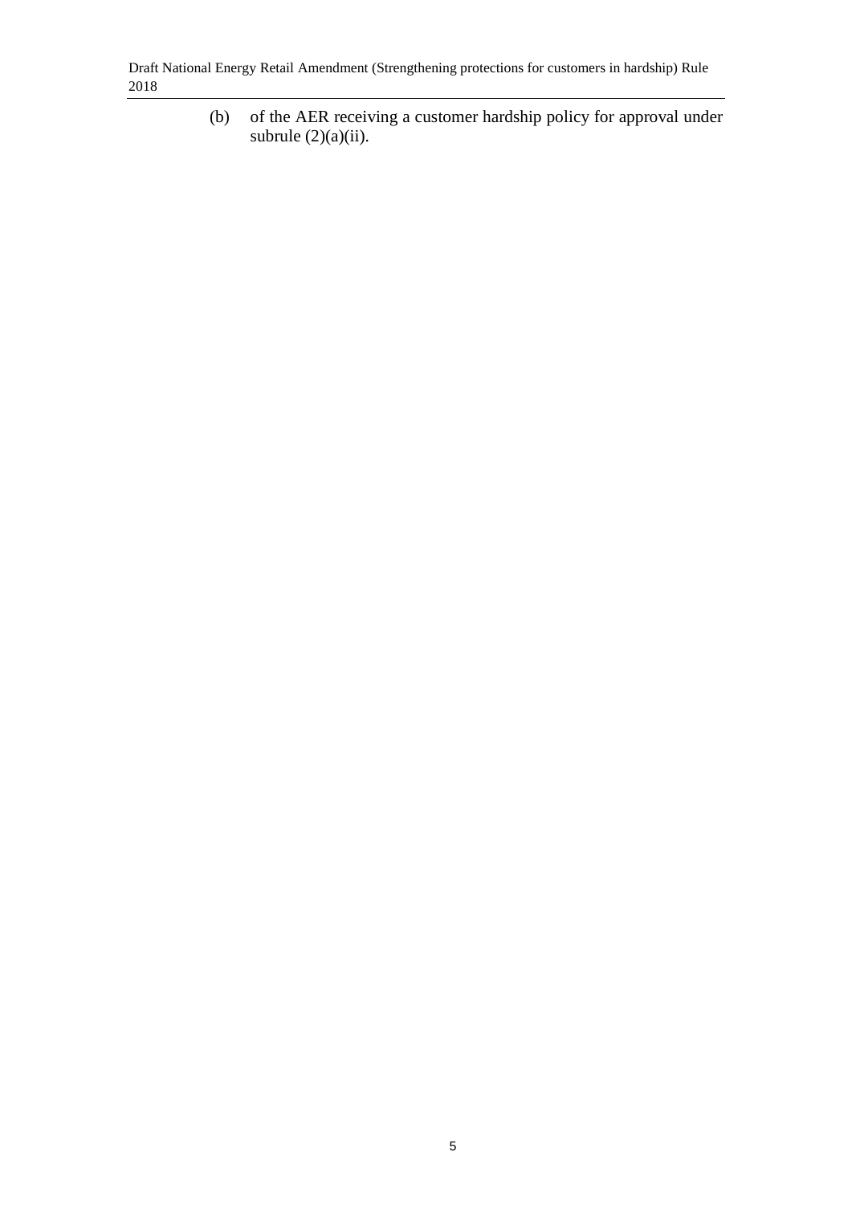(b) of the AER receiving a customer hardship policy for approval under subrule (2)(a)(ii).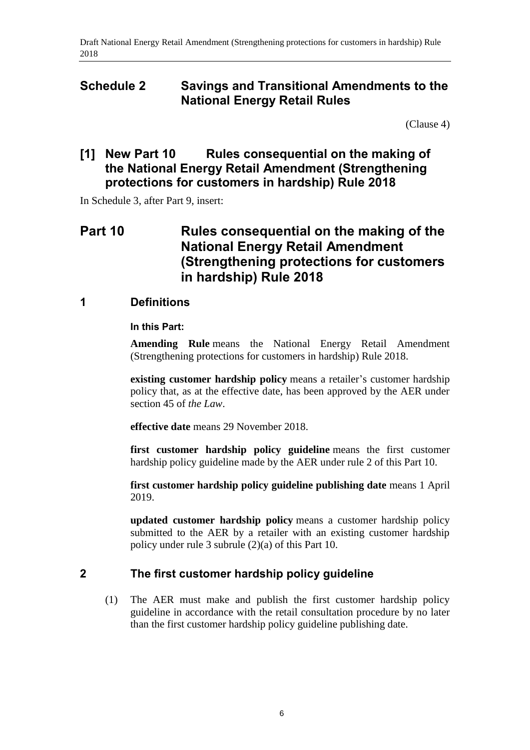# Schedule 2 Savings and Transitional Amendments to the National Energy Retail Rules

(Clause 4)

## [1] New Part 10 Rules consequential on the making of the National Energy Retail Amendment (Strengthening protections for customers in hardship) Rule 2018

In Schedule 3, after Part 9, insert:

# Part 10 Rules consequential on the making of the National Energy Retail Amendment (Strengthening protections for customers in hardship) Rule 2018

## 1 Definitions

**In this Part:**

**Amending Rule** means the National Energy Retail Amendment (Strengthening protections for customers in hardship) Rule 2018.

**existing customer hardship policy** means a retailer's customer hardship policy that, as at the effective date, has been approved by the AER under section 45 of *the Law*.

**effective date** means 29 November 2018.

**first customer hardship policy guideline** means the first customer hardship policy guideline made by the AER under rule 2 of this Part 10.

**first customer hardship policy guideline publishing date** means 1 April 2019.

**updated customer hardship policy** means a customer hardship policy submitted to the AER by a retailer with an existing customer hardship policy under rule 3 subrule (2)(a) of this Part 10.

## 2 The first customer hardship policy guideline

(1) The AER must make and publish the first customer hardship policy guideline in accordance with the retail consultation procedure by no later than the first customer hardship policy guideline publishing date.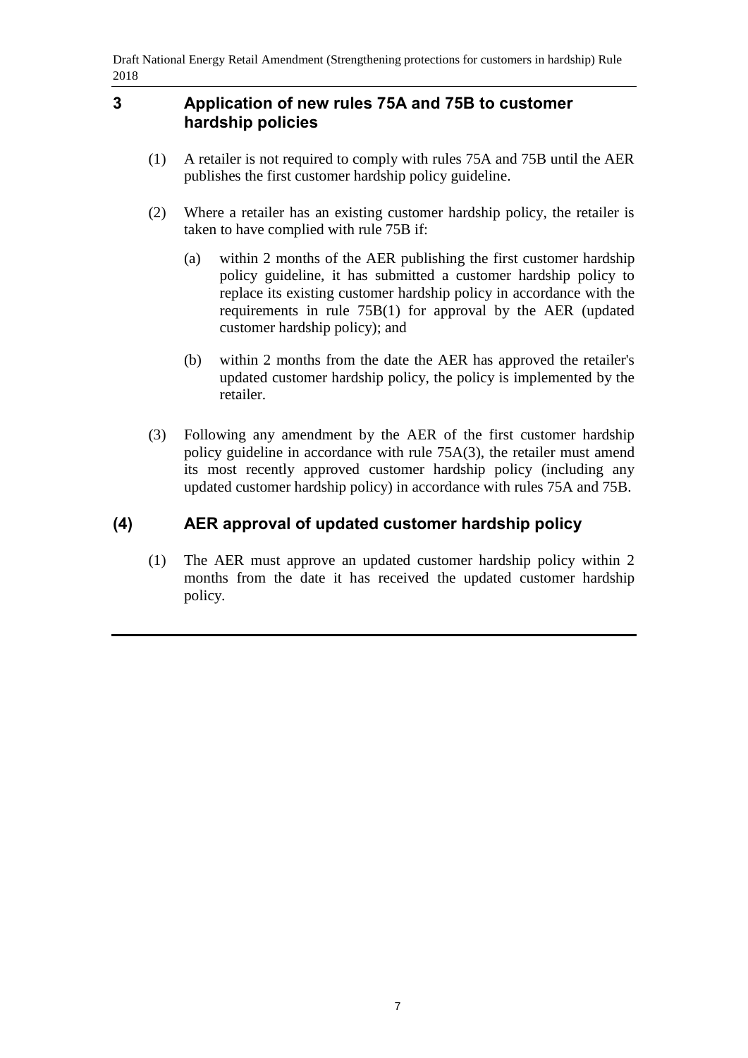## 3 Application of new rules 75A and 75B to customer hardship policies

(1) A retailer is not required to comply with rules 75A and 75B until the AER publishes the first customer hardship policy guideline.

(2) Where a retailer has an existing customer hardship policy, the retailer is taken to have complied with rule 75B if:

(a) within 2 months of the AER publishing the first customer hardship policy guideline, it has submitted a customer hardship policy to replace its existing customer hardship policy in accordance with the requirements in rule 75B(1) for approval by the AER (updated customer hardship policy); and

(b) within 2 months from the date the AER has approved the retailer's updated customer hardship policy, the policy is implemented by the retailer.

(3) Following any amendment by the AER of the first customer hardship policy guideline in accordance with rule 75A(3), the retailer must amend its most recently approved customer hardship policy (including any updated customer hardship policy) in accordance with rules 75A and 75B.

## (4) AER approval of updated customer hardship policy

(1) The AER must approve an updated customer hardship policy within 2 months from the date it has received the updated customer hardship policy.